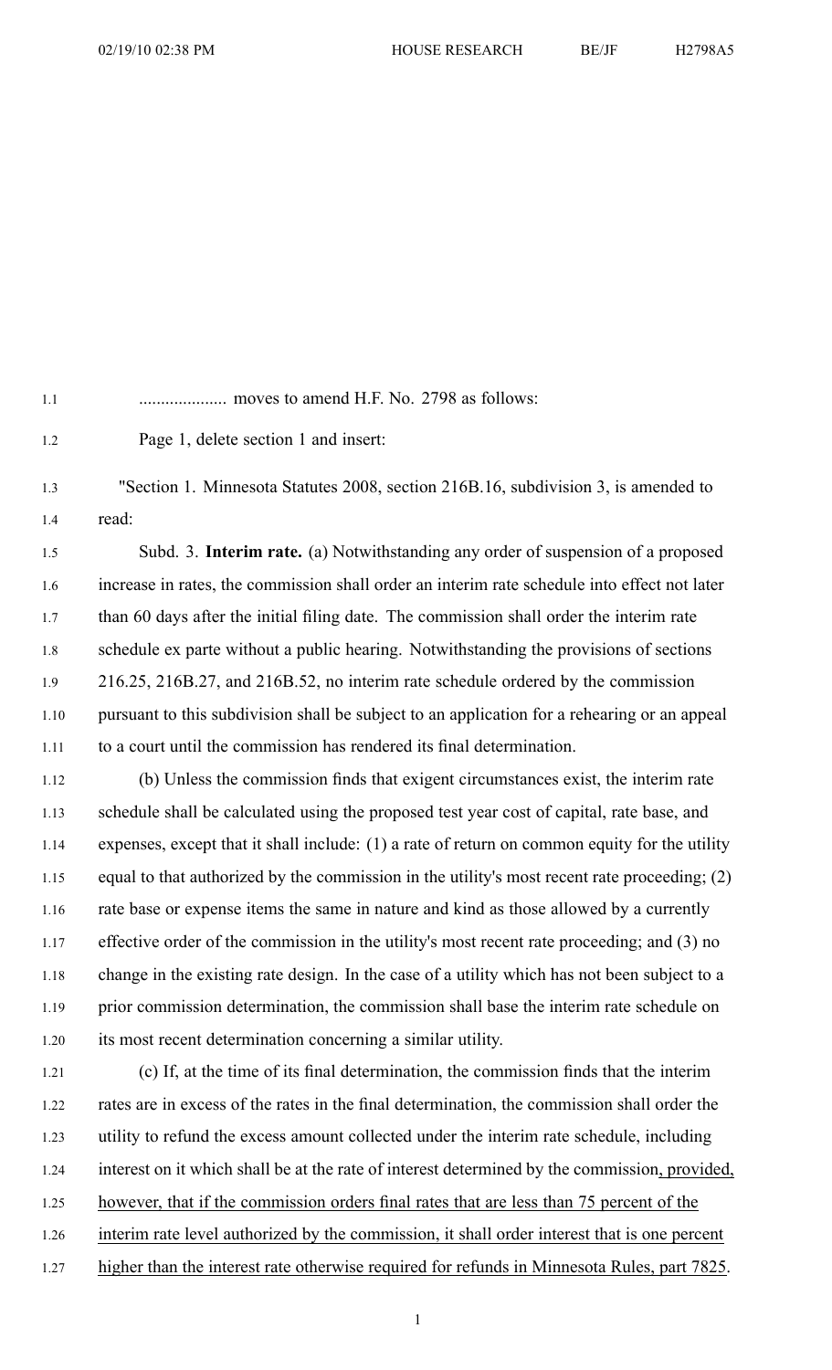.................... moves to amend H.F. No. 2798 as follows:

Page 1, delete section 1 and insert:

"Section 1. Minnesota Statutes 2008, section 216B.16, subdivision 3, is amended to read:

Subd. 3. **Interim rate.** (a) Notwithstanding any order of suspension of a proposed increase in rates, the commission shall order an interim rate schedule into effect not later than 60 days after the initial filing date. The commission shall order the interim rate schedule ex parte without a public hearing. Notwithstanding the provisions of sections 216.25, 216B.27, and 216B.52, no interim rate schedule ordered by the commission pursuant to this subdivision shall be subject to an application for a rehearing or an appeal to a court until the commission has rendered its final determination.

(b) Unless the commission finds that exigent circumstances exist, the interim rate schedule shall be calculated using the proposed test year cost of capital, rate base, and expenses, except that it shall include: (1) a rate of return on common equity for the utility equal to that authorized by the commission in the utility's most recent rate proceeding; (2) rate base or expense items the same in nature and kind as those allowed by a currently effective order of the commission in the utility's most recent rate proceeding; and (3) no change in the existing rate design. In the case of a utility which has not been subject to a prior commission determination, the commission shall base the interim rate schedule on its most recent determination concerning a similar utility.

(c) If, at the time of its final determination, the commission finds that the interim rates are in excess of the rates in the final determination, the commission shall order the utility to refund the excess amount collected under the interim rate schedule, including interest on it which shall be at the rate of interest determined by the commission<u>, provided, however, that if the commission orders final rates that are less than 75 percent of the interim rate level authorized by the commission, it shall order interest that is one percent higher than the interest rate otherwise required for refunds in Minnesota Rules, part 7825</u>.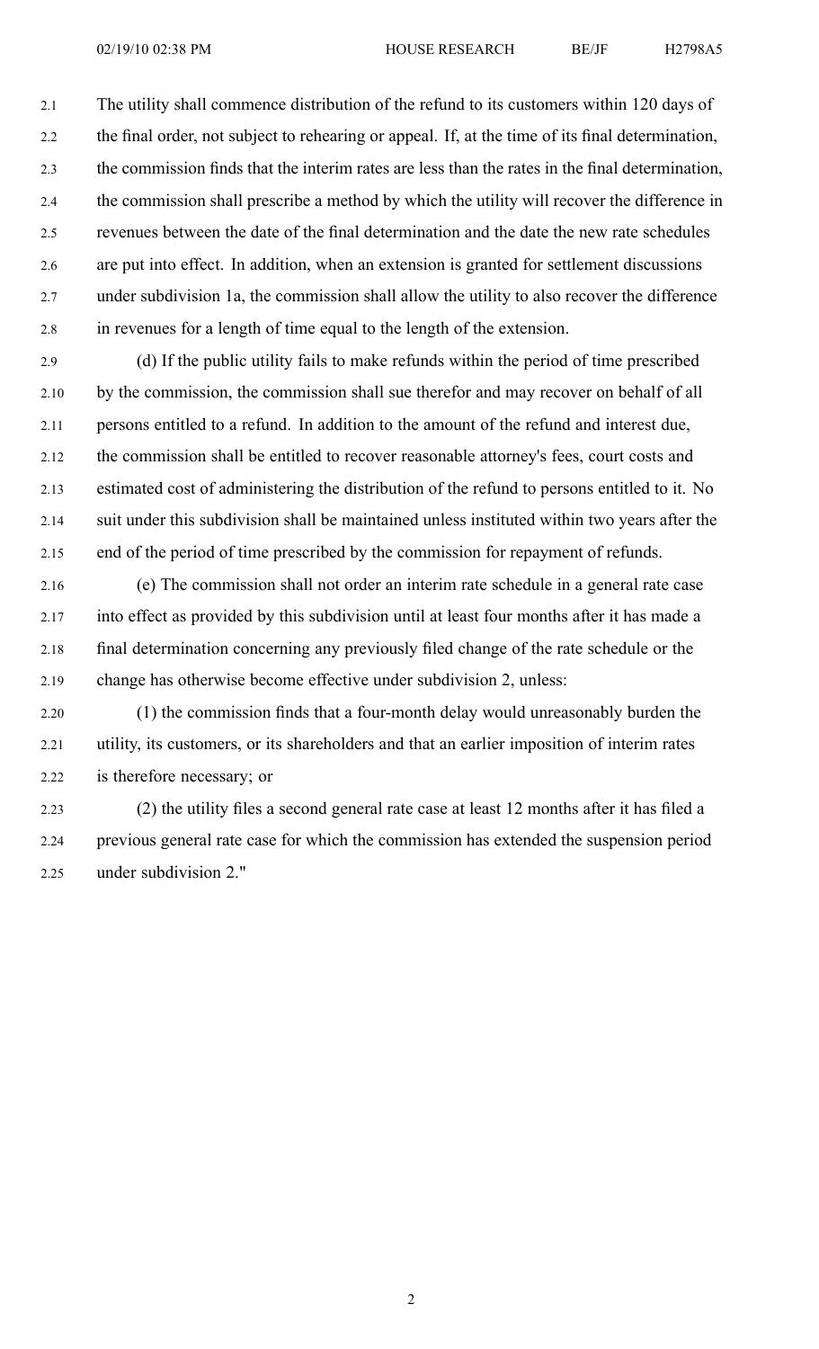The utility shall commence distribution of the refund to its customers within 120 days of the final order, not subject to rehearing or appeal. If, at the time of its final determination, the commission finds that the interim rates are less than the rates in the final determination, the commission shall prescribe a method by which the utility will recover the difference in revenues between the date of the final determination and the date the new rate schedules are put into effect. In addition, when an extension is granted for settlement discussions under subdivision 1a, the commission shall allow the utility to also recover the difference in revenues for a length of time equal to the length of the extension.

(d) If the public utility fails to make refunds within the period of time prescribed by the commission, the commission shall sue therefor and may recover on behalf of all persons entitled to a refund. In addition to the amount of the refund and interest due, the commission shall be entitled to recover reasonable attorney's fees, court costs and estimated cost of administering the distribution of the refund to persons entitled to it. No suit under this subdivision shall be maintained unless instituted within two years after the end of the period of time prescribed by the commission for repayment of refunds.

(e) The commission shall not order an interim rate schedule in a general rate case into effect as provided by this subdivision until at least four months after it has made a final determination concerning any previously filed change of the rate schedule or the change has otherwise become effective under subdivision 2, unless:

(1) the commission finds that a four-month delay would unreasonably burden the utility, its customers, or its shareholders and that an earlier imposition of interim rates is therefore necessary; or

(2) the utility files a second general rate case at least 12 months after it has filed a previous general rate case for which the commission has extended the suspension period under subdivision 2."